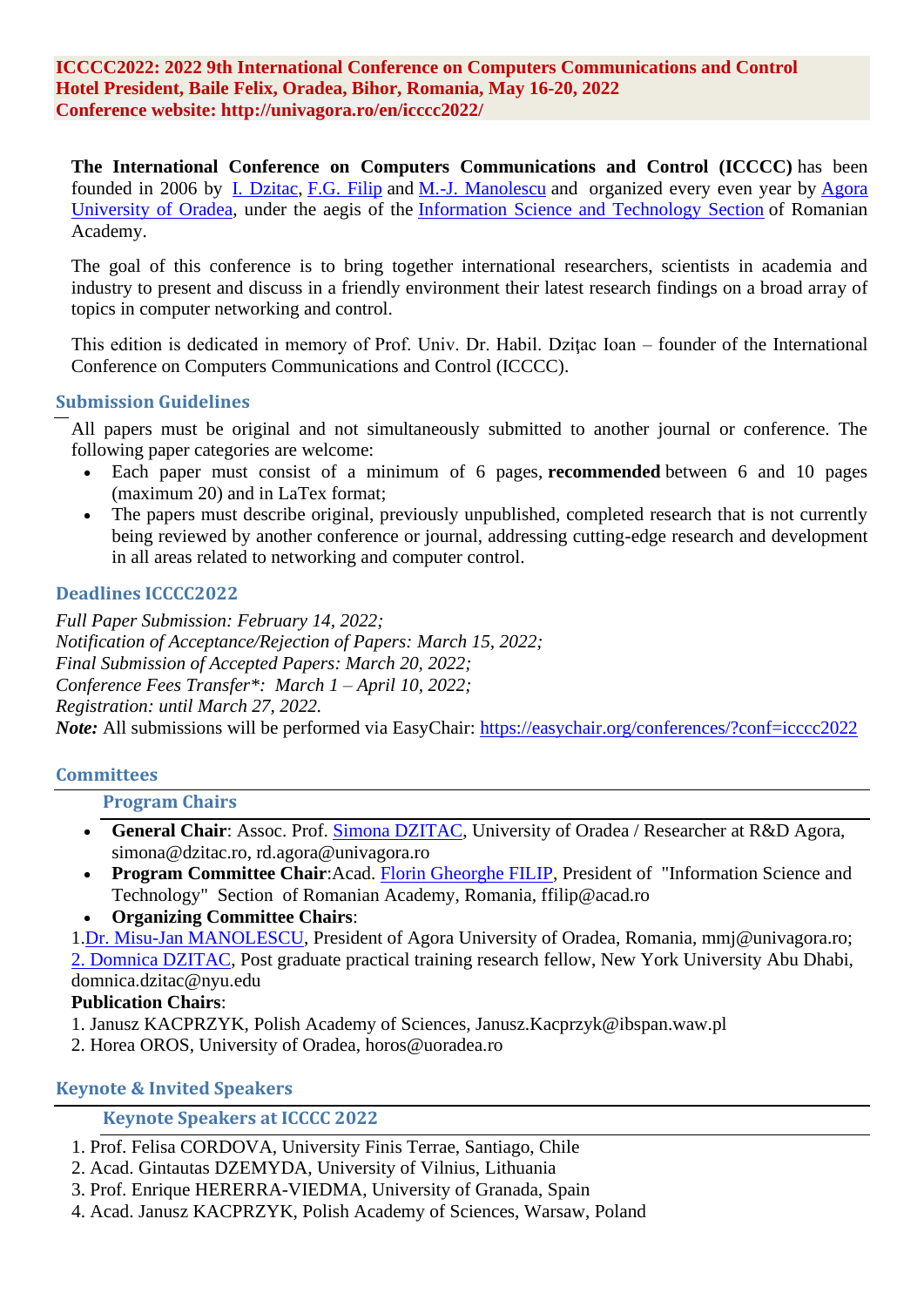**ICCCC2022: 2022 9th International Conference on Computers Communications and Control**
**Hotel President, Baile Felix, Oradea, Bihor, Romania, May 16-20, 2022**
**Conference website: http://univagora.ro/en/icccc2022/**

**The International Conference on Computers Communications and Control (ICCCC)** has been founded in 2006 by I. Dzitac, F.G. Filip and M.-J. Manolescu and organized every even year by Agora University of Oradea, under the aegis of the Information Science and Technology Section of Romanian Academy.

The goal of this conference is to bring together international researchers, scientists in academia and industry to present and discuss in a friendly environment their latest research findings on a broad array of topics in computer networking and control.

This edition is dedicated in memory of Prof. Univ. Dr. Habil. Dziţac Ioan – founder of the International Conference on Computers Communications and Control (ICCCC).

## Submission Guidelines

All papers must be original and not simultaneously submitted to another journal or conference. The following paper categories are welcome:

- Each paper must consist of a minimum of 6 pages, **recommended** between 6 and 10 pages (maximum 20) and in LaTex format;
- The papers must describe original, previously unpublished, completed research that is not currently being reviewed by another conference or journal, addressing cutting-edge research and development in all areas related to networking and computer control.

## Deadlines ICCCC2022

*Full Paper Submission: February 14, 2022;*
*Notification of Acceptance/Rejection of Papers: March 15, 2022;*
*Final Submission of Accepted Papers: March 20, 2022;*
*Conference Fees Transfer*: March 1 – April 10, 2022;*
*Registration: until March 27, 2022.*
***Note:*** All submissions will be performed via EasyChair: https://easychair.org/conferences/?conf=icccc2022

## Committees

### Program Chairs

- **General Chair**: Assoc. Prof. Simona DZITAC, University of Oradea / Researcher at R&D Agora, simona@dzitac.ro, rd.agora@univagora.ro
- **Program Committee Chair**:Acad. Florin Gheorghe FILIP, President of "Information Science and Technology" Section of Romanian Academy, Romania, ffilip@acad.ro
- **Organizing Committee Chairs**:

1.Dr. Misu-Jan MANOLESCU, President of Agora University of Oradea, Romania, mmj@univagora.ro;
2. Domnica DZITAC, Post graduate practical training research fellow, New York University Abu Dhabi, domnica.dzitac@nyu.edu

**Publication Chairs**:

1. Janusz KACPRZYK, Polish Academy of Sciences, Janusz.Kacprzyk@ibspan.waw.pl
2. Horea OROS, University of Oradea, horos@uoradea.ro

## Keynote & Invited Speakers

### Keynote Speakers at ICCCC 2022

1. Prof. Felisa CORDOVA, University Finis Terrae, Santiago, Chile
2. Acad. Gintautas DZEMYDA, University of Vilnius, Lithuania
3. Prof. Enrique HERERRA-VIEDMA, University of Granada, Spain
4. Acad. Janusz KACPRZYK, Polish Academy of Sciences, Warsaw, Poland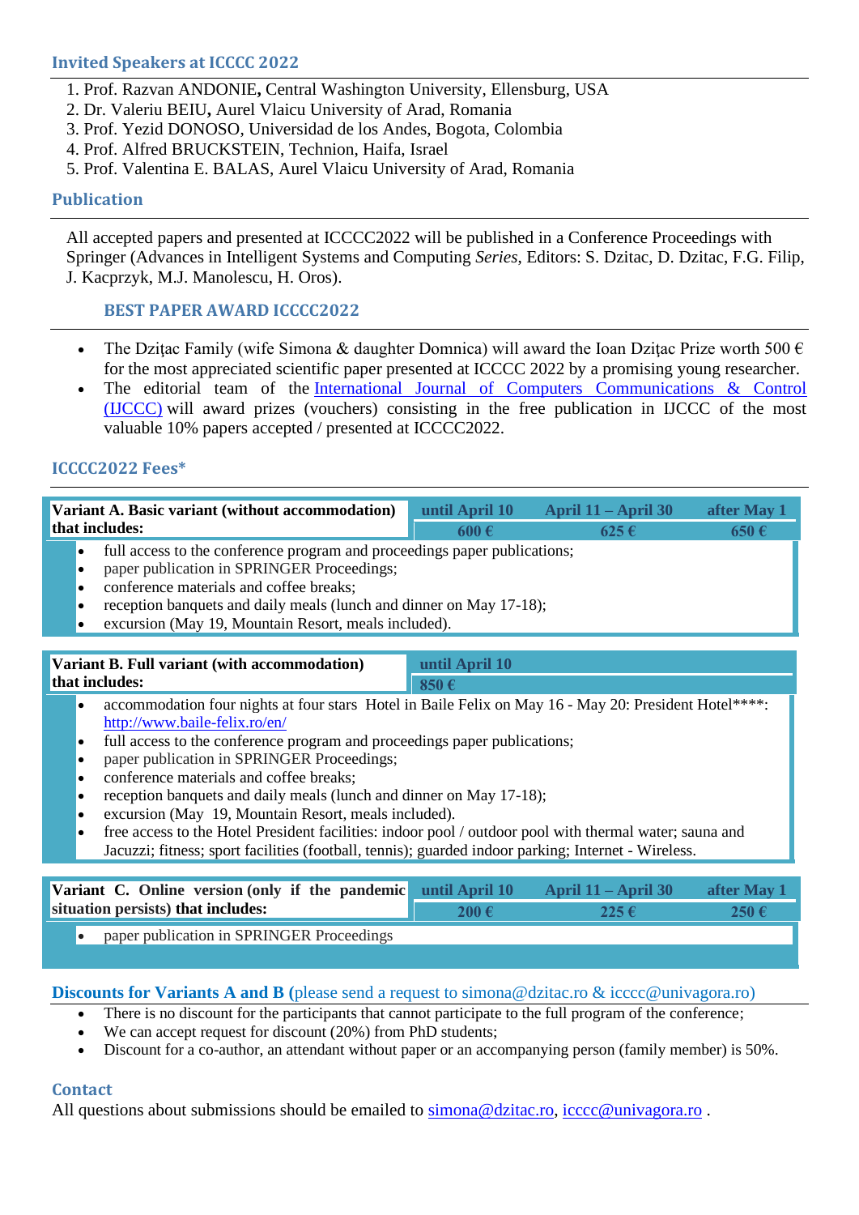## Invited Speakers at ICCCC 2022

1. Prof. Razvan ANDONIE**,** Central Washington University, Ellensburg, USA
2. Dr. Valeriu BEIU**,** Aurel Vlaicu University of Arad, Romania
3. Prof. Yezid DONOSO, Universidad de los Andes, Bogota, Colombia
4. Prof. Alfred BRUCKSTEIN, Technion, Haifa, Israel
5. Prof. Valentina E. BALAS, Aurel Vlaicu University of Arad, Romania

## Publication

All accepted papers and presented at ICCCC2022 will be published in a Conference Proceedings with Springer (Advances in Intelligent Systems and Computing *Series*, Editors: S. Dzitac, D. Dzitac, F.G. Filip, J. Kacprzyk, M.J. Manolescu, H. Oros).

## BEST PAPER AWARD ICCCC2022

- The Dziţac Family (wife Simona & daughter Domnica) will award the Ioan Dziţac Prize worth 500 € for the most appreciated scientific paper presented at ICCCC 2022 by a promising young researcher.
- The editorial team of the International Journal of Computers Communications & Control (IJCCC) will award prizes (vouchers) consisting in the free publication in IJCCC of the most valuable 10% papers accepted / presented at ICCCC2022.

## ICCCC2022 Fees*

| **Variant A. Basic variant (without accommodation) that includes:** | **until April 10** | **April 11 – April 30** | **after May 1** |
|---|---|---|---|
| | **600 €** | **625 €** | **650 €** |

- full access to the conference program and proceedings paper publications;
- paper publication in SPRINGER Proceedings;
- conference materials and coffee breaks;
- reception banquets and daily meals (lunch and dinner on May 17-18);
- excursion (May 19, Mountain Resort, meals included).

| **Variant B. Full variant (with accommodation) that includes:** | **until April 10** |
|---|---|
| | **850 €** |

- accommodation four nights at four stars Hotel in Baile Felix on May 16 - May 20: President Hotel****: http://www.baile-felix.ro/en/
- full access to the conference program and proceedings paper publications;
- paper publication in SPRINGER Proceedings;
- conference materials and coffee breaks;
- reception banquets and daily meals (lunch and dinner on May 17-18);
- excursion (May 19, Mountain Resort, meals included).
- free access to the Hotel President facilities: indoor pool / outdoor pool with thermal water; sauna and Jacuzzi; fitness; sport facilities (football, tennis); guarded indoor parking; Internet - Wireless.

| **Variant C. Online version (only if the pandemic situation persists) that includes:** | **until April 10** | **April 11 – April 30** | **after May 1** |
|---|---|---|---|
| | **200 €** | **225 €** | **250 €** |

- paper publication in SPRINGER Proceedings

## Discounts for Variants A and B (please send a request to simona@dzitac.ro & icccc@univagora.ro)

- There is no discount for the participants that cannot participate to the full program of the conference;
- We can accept request for discount (20%) from PhD students;
- Discount for a co-author, an attendant without paper or an accompanying person (family member) is 50%.

## Contact

All questions about submissions should be emailed to simona@dzitac.ro, icccc@univagora.ro .